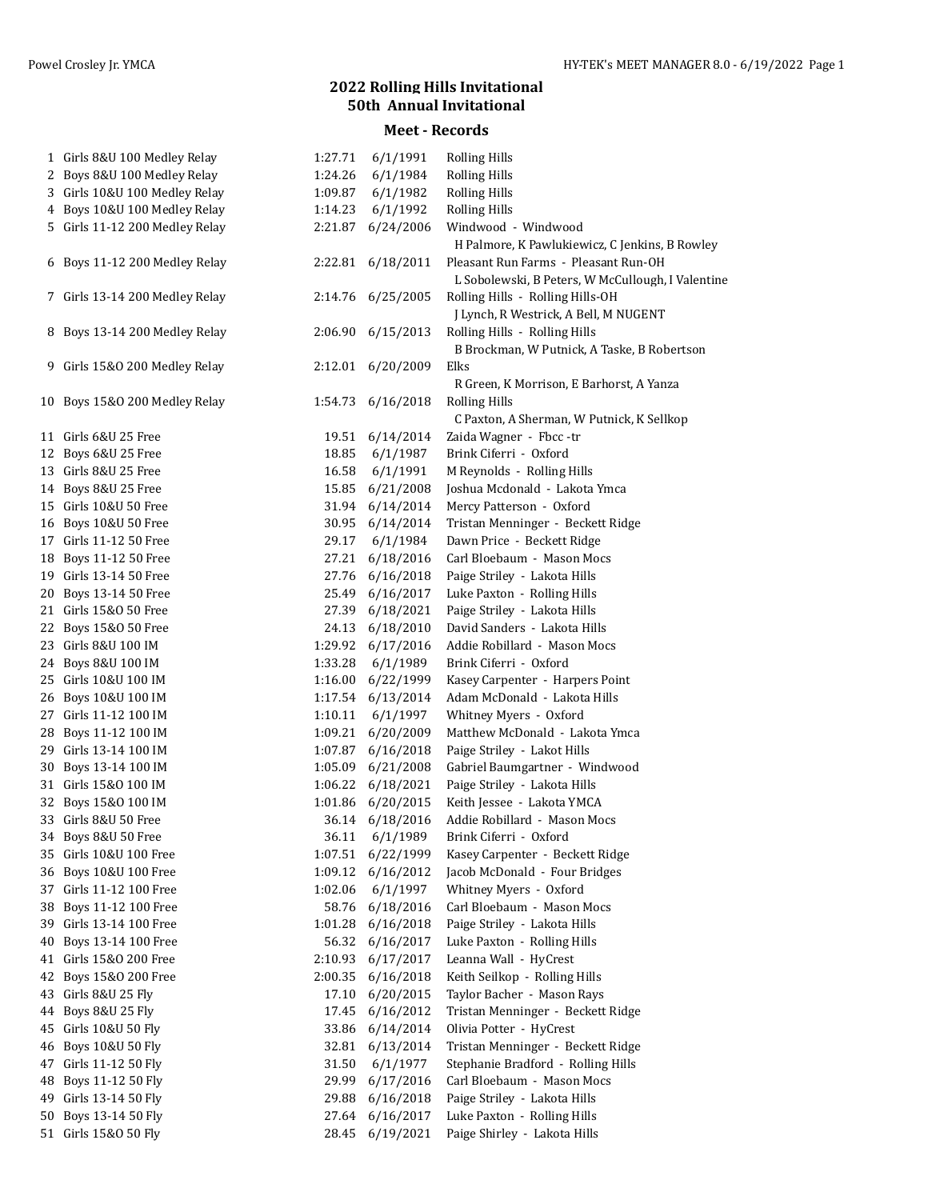# 2022 Rolling Hills Invitational
## 50th Annual Invitational

### Meet - Records

| | | | | |
|---|---|---|---|---|
| 1 | Girls 8&U 100 Medley Relay | 1:27.71 | 6/1/1991 | Rolling Hills |
| 2 | Boys 8&U 100 Medley Relay | 1:24.26 | 6/1/1984 | Rolling Hills |
| 3 | Girls 10&U 100 Medley Relay | 1:09.87 | 6/1/1982 | Rolling Hills |
| 4 | Boys 10&U 100 Medley Relay | 1:14.23 | 6/1/1992 | Rolling Hills |
| 5 | Girls 11-12 200 Medley Relay | 2:21.87 | 6/24/2006 | Windwood - Windwood<br>H Palmore, K Pawlukiewicz, C Jenkins, B Rowley |
| 6 | Boys 11-12 200 Medley Relay | 2:22.81 | 6/18/2011 | Pleasant Run Farms - Pleasant Run-OH<br>L Sobolewski, B Peters, W McCullough, I Valentine |
| 7 | Girls 13-14 200 Medley Relay | 2:14.76 | 6/25/2005 | Rolling Hills - Rolling Hills-OH<br>J Lynch, R Westrick, A Bell, M NUGENT |
| 8 | Boys 13-14 200 Medley Relay | 2:06.90 | 6/15/2013 | Rolling Hills - Rolling Hills<br>B Brockman, W Putnick, A Taske, B Robertson |
| 9 | Girls 15&O 200 Medley Relay | 2:12.01 | 6/20/2009 | Elks<br>R Green, K Morrison, E Barhorst, A Yanza |
| 10 | Boys 15&O 200 Medley Relay | 1:54.73 | 6/16/2018 | Rolling Hills<br>C Paxton, A Sherman, W Putnick, K Sellkop |
| 11 | Girls 6&U 25 Free | 19.51 | 6/14/2014 | Zaida Wagner - Fbcc -tr |
| 12 | Boys 6&U 25 Free | 18.85 | 6/1/1987 | Brink Ciferri - Oxford |
| 13 | Girls 8&U 25 Free | 16.58 | 6/1/1991 | M Reynolds - Rolling Hills |
| 14 | Boys 8&U 25 Free | 15.85 | 6/21/2008 | Joshua Mcdonald - Lakota Ymca |
| 15 | Girls 10&U 50 Free | 31.94 | 6/14/2014 | Mercy Patterson - Oxford |
| 16 | Boys 10&U 50 Free | 30.95 | 6/14/2014 | Tristan Menninger - Beckett Ridge |
| 17 | Girls 11-12 50 Free | 29.17 | 6/1/1984 | Dawn Price - Beckett Ridge |
| 18 | Boys 11-12 50 Free | 27.21 | 6/18/2016 | Carl Bloebaum - Mason Mocs |
| 19 | Girls 13-14 50 Free | 27.76 | 6/16/2018 | Paige Striley - Lakota Hills |
| 20 | Boys 13-14 50 Free | 25.49 | 6/16/2017 | Luke Paxton - Rolling Hills |
| 21 | Girls 15&O 50 Free | 27.39 | 6/18/2021 | Paige Striley - Lakota Hills |
| 22 | Boys 15&O 50 Free | 24.13 | 6/18/2010 | David Sanders - Lakota Hills |
| 23 | Girls 8&U 100 IM | 1:29.92 | 6/17/2016 | Addie Robillard - Mason Mocs |
| 24 | Boys 8&U 100 IM | 1:33.28 | 6/1/1989 | Brink Ciferri - Oxford |
| 25 | Girls 10&U 100 IM | 1:16.00 | 6/22/1999 | Kasey Carpenter - Harpers Point |
| 26 | Boys 10&U 100 IM | 1:17.54 | 6/13/2014 | Adam McDonald - Lakota Hills |
| 27 | Girls 11-12 100 IM | 1:10.11 | 6/1/1997 | Whitney Myers - Oxford |
| 28 | Boys 11-12 100 IM | 1:09.21 | 6/20/2009 | Matthew McDonald - Lakota Ymca |
| 29 | Girls 13-14 100 IM | 1:07.87 | 6/16/2018 | Paige Striley - Lakot Hills |
| 30 | Boys 13-14 100 IM | 1:05.09 | 6/21/2008 | Gabriel Baumgartner - Windwood |
| 31 | Girls 15&O 100 IM | 1:06.22 | 6/18/2021 | Paige Striley - Lakota Hills |
| 32 | Boys 15&O 100 IM | 1:01.86 | 6/20/2015 | Keith Jessee - Lakota YMCA |
| 33 | Girls 8&U 50 Free | 36.14 | 6/18/2016 | Addie Robillard - Mason Mocs |
| 34 | Boys 8&U 50 Free | 36.11 | 6/1/1989 | Brink Ciferri - Oxford |
| 35 | Girls 10&U 100 Free | 1:07.51 | 6/22/1999 | Kasey Carpenter - Beckett Ridge |
| 36 | Boys 10&U 100 Free | 1:09.12 | 6/16/2012 | Jacob McDonald - Four Bridges |
| 37 | Girls 11-12 100 Free | 1:02.06 | 6/1/1997 | Whitney Myers - Oxford |
| 38 | Boys 11-12 100 Free | 58.76 | 6/18/2016 | Carl Bloebaum - Mason Mocs |
| 39 | Girls 13-14 100 Free | 1:01.28 | 6/16/2018 | Paige Striley - Lakota Hills |
| 40 | Boys 13-14 100 Free | 56.32 | 6/16/2017 | Luke Paxton - Rolling Hills |
| 41 | Girls 15&O 200 Free | 2:10.93 | 6/17/2017 | Leanna Wall - HyCrest |
| 42 | Boys 15&O 200 Free | 2:00.35 | 6/16/2018 | Keith Seilkop - Rolling Hills |
| 43 | Girls 8&U 25 Fly | 17.10 | 6/20/2015 | Taylor Bacher - Mason Rays |
| 44 | Boys 8&U 25 Fly | 17.45 | 6/16/2012 | Tristan Menninger - Beckett Ridge |
| 45 | Girls 10&U 50 Fly | 33.86 | 6/14/2014 | Olivia Potter - HyCrest |
| 46 | Boys 10&U 50 Fly | 32.81 | 6/13/2014 | Tristan Menninger - Beckett Ridge |
| 47 | Girls 11-12 50 Fly | 31.50 | 6/1/1977 | Stephanie Bradford - Rolling Hills |
| 48 | Boys 11-12 50 Fly | 29.99 | 6/17/2016 | Carl Bloebaum - Mason Mocs |
| 49 | Girls 13-14 50 Fly | 29.88 | 6/16/2018 | Paige Striley - Lakota Hills |
| 50 | Boys 13-14 50 Fly | 27.64 | 6/16/2017 | Luke Paxton - Rolling Hills |
| 51 | Girls 15&O 50 Fly | 28.45 | 6/19/2021 | Paige Shirley - Lakota Hills |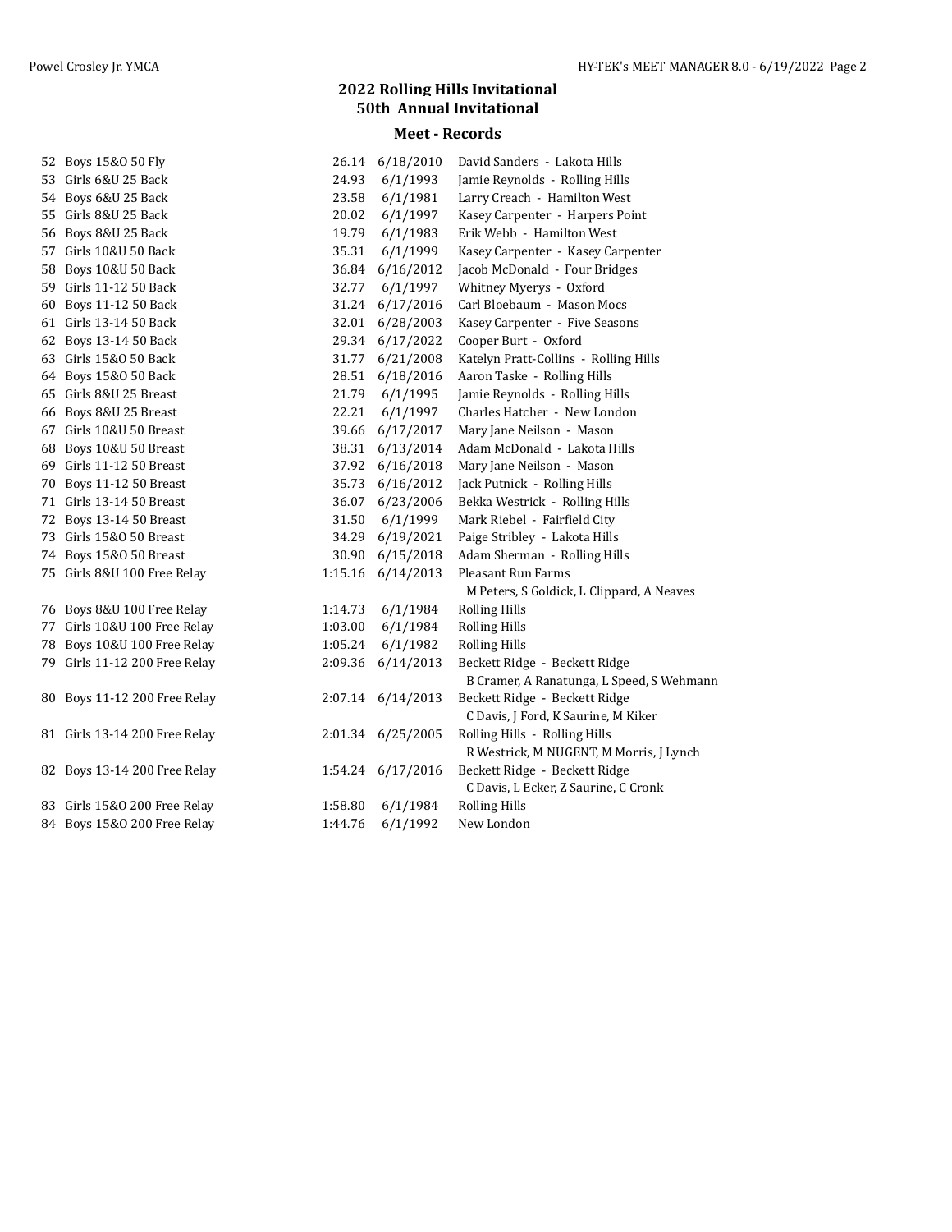## 2022 Rolling Hills Invitational
## 50th Annual Invitational

### Meet - Records

| | | | | |
|---|---|---|---|---|
| 52 | Boys 15&O 50 Fly | 26.14 | 6/18/2010 | David Sanders - Lakota Hills |
| 53 | Girls 6&U 25 Back | 24.93 | 6/1/1993 | Jamie Reynolds - Rolling Hills |
| 54 | Boys 6&U 25 Back | 23.58 | 6/1/1981 | Larry Creach - Hamilton West |
| 55 | Girls 8&U 25 Back | 20.02 | 6/1/1997 | Kasey Carpenter - Harpers Point |
| 56 | Boys 8&U 25 Back | 19.79 | 6/1/1983 | Erik Webb - Hamilton West |
| 57 | Girls 10&U 50 Back | 35.31 | 6/1/1999 | Kasey Carpenter - Kasey Carpenter |
| 58 | Boys 10&U 50 Back | 36.84 | 6/16/2012 | Jacob McDonald - Four Bridges |
| 59 | Girls 11-12 50 Back | 32.77 | 6/1/1997 | Whitney Myerys - Oxford |
| 60 | Boys 11-12 50 Back | 31.24 | 6/17/2016 | Carl Bloebaum - Mason Mocs |
| 61 | Girls 13-14 50 Back | 32.01 | 6/28/2003 | Kasey Carpenter - Five Seasons |
| 62 | Boys 13-14 50 Back | 29.34 | 6/17/2022 | Cooper Burt - Oxford |
| 63 | Girls 15&O 50 Back | 31.77 | 6/21/2008 | Katelyn Pratt-Collins - Rolling Hills |
| 64 | Boys 15&O 50 Back | 28.51 | 6/18/2016 | Aaron Taske - Rolling Hills |
| 65 | Girls 8&U 25 Breast | 21.79 | 6/1/1995 | Jamie Reynolds - Rolling Hills |
| 66 | Boys 8&U 25 Breast | 22.21 | 6/1/1997 | Charles Hatcher - New London |
| 67 | Girls 10&U 50 Breast | 39.66 | 6/17/2017 | Mary Jane Neilson - Mason |
| 68 | Boys 10&U 50 Breast | 38.31 | 6/13/2014 | Adam McDonald - Lakota Hills |
| 69 | Girls 11-12 50 Breast | 37.92 | 6/16/2018 | Mary Jane Neilson - Mason |
| 70 | Boys 11-12 50 Breast | 35.73 | 6/16/2012 | Jack Putnick - Rolling Hills |
| 71 | Girls 13-14 50 Breast | 36.07 | 6/23/2006 | Bekka Westrick - Rolling Hills |
| 72 | Boys 13-14 50 Breast | 31.50 | 6/1/1999 | Mark Riebel - Fairfield City |
| 73 | Girls 15&O 50 Breast | 34.29 | 6/19/2021 | Paige Stribley - Lakota Hills |
| 74 | Boys 15&O 50 Breast | 30.90 | 6/15/2018 | Adam Sherman - Rolling Hills |
| 75 | Girls 8&U 100 Free Relay | 1:15.16 | 6/14/2013 | Pleasant Run Farms<br>M Peters, S Goldick, L Clippard, A Neaves |
| 76 | Boys 8&U 100 Free Relay | 1:14.73 | 6/1/1984 | Rolling Hills |
| 77 | Girls 10&U 100 Free Relay | 1:03.00 | 6/1/1984 | Rolling Hills |
| 78 | Boys 10&U 100 Free Relay | 1:05.24 | 6/1/1982 | Rolling Hills |
| 79 | Girls 11-12 200 Free Relay | 2:09.36 | 6/14/2013 | Beckett Ridge - Beckett Ridge<br>B Cramer, A Ranatunga, L Speed, S Wehmann |
| 80 | Boys 11-12 200 Free Relay | 2:07.14 | 6/14/2013 | Beckett Ridge - Beckett Ridge<br>C Davis, J Ford, K Saurine, M Kiker |
| 81 | Girls 13-14 200 Free Relay | 2:01.34 | 6/25/2005 | Rolling Hills - Rolling Hills<br>R Westrick, M NUGENT, M Morris, J Lynch |
| 82 | Boys 13-14 200 Free Relay | 1:54.24 | 6/17/2016 | Beckett Ridge - Beckett Ridge<br>C Davis, L Ecker, Z Saurine, C Cronk |
| 83 | Girls 15&O 200 Free Relay | 1:58.80 | 6/1/1984 | Rolling Hills |
| 84 | Boys 15&O 200 Free Relay | 1:44.76 | 6/1/1992 | New London |